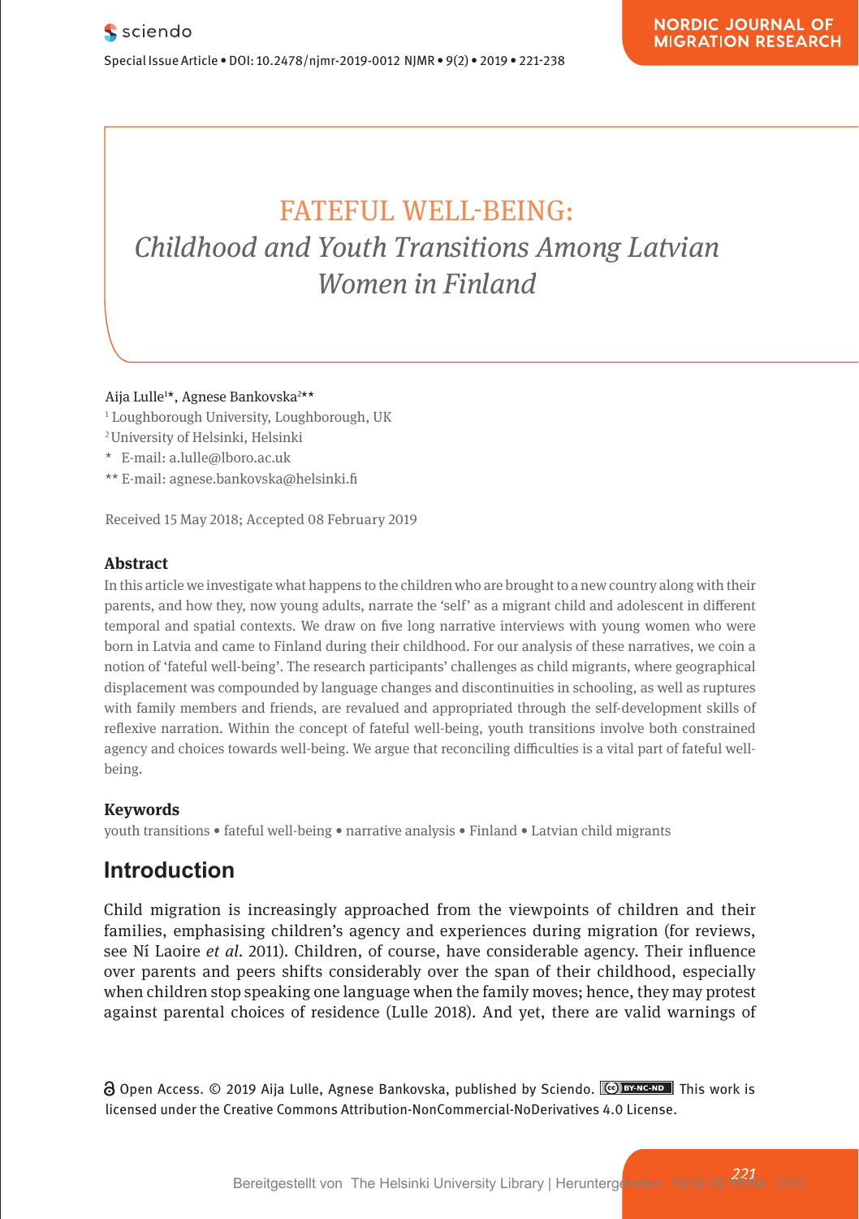# FATEFUL WELL-BEING:
## *Childhood and Youth Transitions Among Latvian Women in Finland*

Aija Lulle[1]*, Agnese Bankovska[2]**

[1] Loughborough University, Loughborough, UK

[2] University of Helsinki, Helsinki

\* E-mail: a.lulle@lboro.ac.uk

\*\* E-mail: agnese.bankovska@helsinki.fi

Received 15 May 2018; Accepted 08 February 2019

### Abstract

In this article we investigate what happens to the children who are brought to a new country along with their parents, and how they, now young adults, narrate the 'self' as a migrant child and adolescent in different temporal and spatial contexts. We draw on five long narrative interviews with young women who were born in Latvia and came to Finland during their childhood. For our analysis of these narratives, we coin a notion of 'fateful well-being'. The research participants' challenges as child migrants, where geographical displacement was compounded by language changes and discontinuities in schooling, as well as ruptures with family members and friends, are revalued and appropriated through the self-development skills of reflexive narration. Within the concept of fateful well-being, youth transitions involve both constrained agency and choices towards well-being. We argue that reconciling difficulties is a vital part of fateful well-being.

### Keywords

youth transitions • fateful well-being • narrative analysis • Finland • Latvian child migrants

## Introduction

Child migration is increasingly approached from the viewpoints of children and their families, emphasising children's agency and experiences during migration (for reviews, see Ní Laoire *et al.* 2011). Children, of course, have considerable agency. Their influence over parents and peers shifts considerably over the span of their childhood, especially when children stop speaking one language when the family moves; hence, they may protest against parental choices of residence (Lulle 2018). And yet, there are valid warnings of

Open Access. © 2019 Aija Lulle, Agnese Bankovska, published by Sciendo. This work is licensed under the Creative Commons Attribution-NonCommercial-NoDerivatives 4.0 License.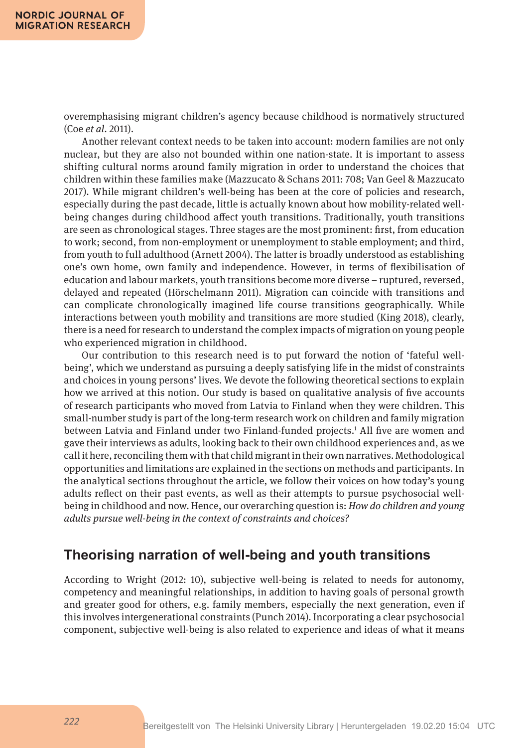overemphasising migrant children's agency because childhood is normatively structured (Coe *et al.* 2011).

Another relevant context needs to be taken into account: modern families are not only nuclear, but they are also not bounded within one nation-state. It is important to assess shifting cultural norms around family migration in order to understand the choices that children within these families make (Mazzucato & Schans 2011: 708; Van Geel & Mazzucato 2017). While migrant children's well-being has been at the core of policies and research, especially during the past decade, little is actually known about how mobility-related well-being changes during childhood affect youth transitions. Traditionally, youth transitions are seen as chronological stages. Three stages are the most prominent: first, from education to work; second, from non-employment or unemployment to stable employment; and third, from youth to full adulthood (Arnett 2004). The latter is broadly understood as establishing one's own home, own family and independence. However, in terms of flexibilisation of education and labour markets, youth transitions become more diverse – ruptured, reversed, delayed and repeated (Hörschelmann 2011). Migration can coincide with transitions and can complicate chronologically imagined life course transitions geographically. While interactions between youth mobility and transitions are more studied (King 2018), clearly, there is a need for research to understand the complex impacts of migration on young people who experienced migration in childhood.

Our contribution to this research need is to put forward the notion of 'fateful well-being', which we understand as pursuing a deeply satisfying life in the midst of constraints and choices in young persons' lives. We devote the following theoretical sections to explain how we arrived at this notion. Our study is based on qualitative analysis of five accounts of research participants who moved from Latvia to Finland when they were children. This small-number study is part of the long-term research work on children and family migration between Latvia and Finland under two Finland-funded projects.[1] All five are women and gave their interviews as adults, looking back to their own childhood experiences and, as we call it here, reconciling them with that child migrant in their own narratives. Methodological opportunities and limitations are explained in the sections on methods and participants. In the analytical sections throughout the article, we follow their voices on how today's young adults reflect on their past events, as well as their attempts to pursue psychosocial well-being in childhood and now. Hence, our overarching question is: *How do children and young adults pursue well-being in the context of constraints and choices?*

## Theorising narration of well-being and youth transitions

According to Wright (2012: 10), subjective well-being is related to needs for autonomy, competency and meaningful relationships, in addition to having goals of personal growth and greater good for others, e.g. family members, especially the next generation, even if this involves intergenerational constraints (Punch 2014). Incorporating a clear psychosocial component, subjective well-being is also related to experience and ideas of what it means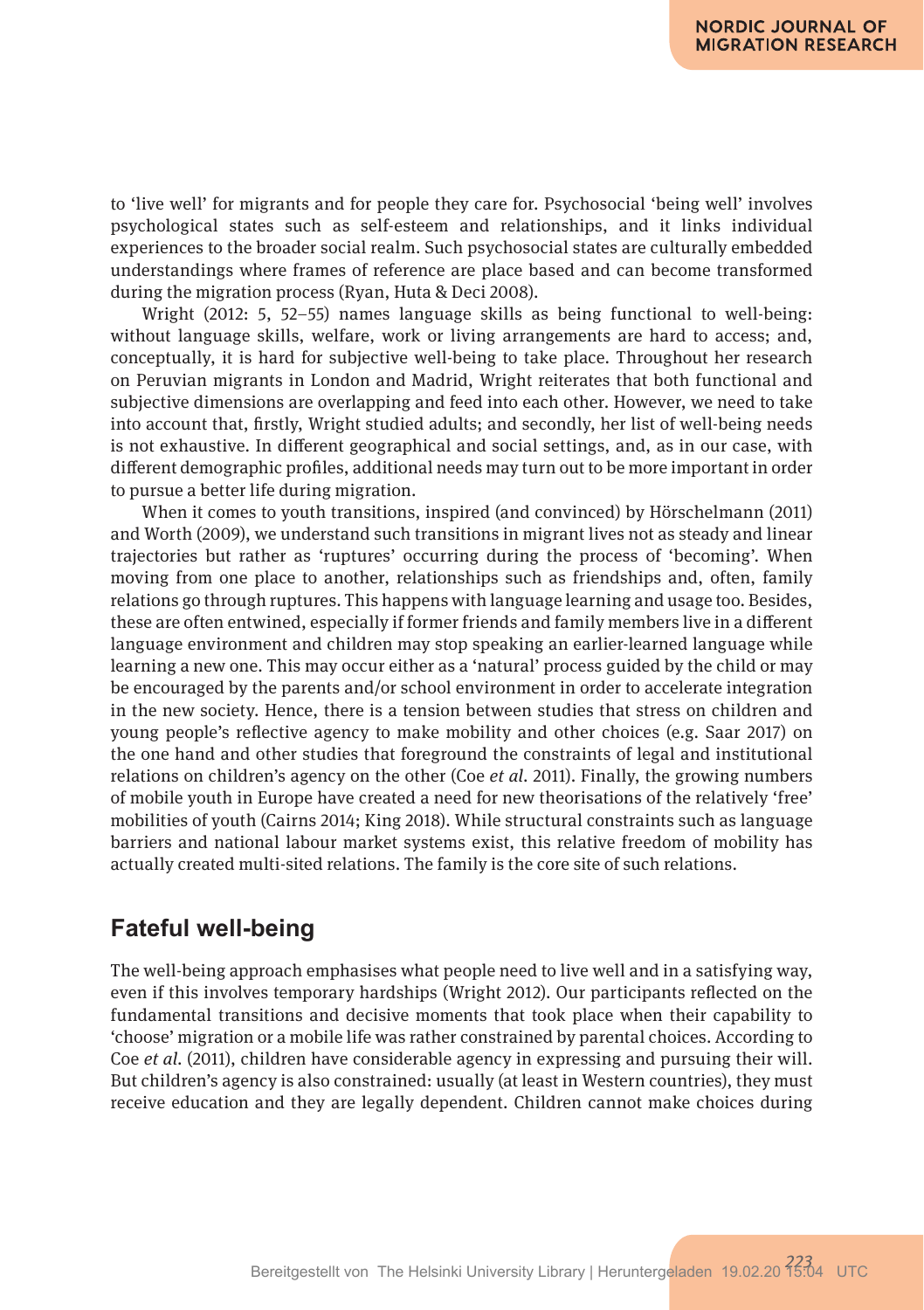to 'live well' for migrants and for people they care for. Psychosocial 'being well' involves psychological states such as self-esteem and relationships, and it links individual experiences to the broader social realm. Such psychosocial states are culturally embedded understandings where frames of reference are place based and can become transformed during the migration process (Ryan, Huta & Deci 2008).

Wright (2012: 5, 52–55) names language skills as being functional to well-being: without language skills, welfare, work or living arrangements are hard to access; and, conceptually, it is hard for subjective well-being to take place. Throughout her research on Peruvian migrants in London and Madrid, Wright reiterates that both functional and subjective dimensions are overlapping and feed into each other. However, we need to take into account that, firstly, Wright studied adults; and secondly, her list of well-being needs is not exhaustive. In different geographical and social settings, and, as in our case, with different demographic profiles, additional needs may turn out to be more important in order to pursue a better life during migration.

When it comes to youth transitions, inspired (and convinced) by Hörschelmann (2011) and Worth (2009), we understand such transitions in migrant lives not as steady and linear trajectories but rather as 'ruptures' occurring during the process of 'becoming'. When moving from one place to another, relationships such as friendships and, often, family relations go through ruptures. This happens with language learning and usage too. Besides, these are often entwined, especially if former friends and family members live in a different language environment and children may stop speaking an earlier-learned language while learning a new one. This may occur either as a 'natural' process guided by the child or may be encouraged by the parents and/or school environment in order to accelerate integration in the new society. Hence, there is a tension between studies that stress on children and young people's reflective agency to make mobility and other choices (e.g. Saar 2017) on the one hand and other studies that foreground the constraints of legal and institutional relations on children's agency on the other (Coe *et al*. 2011). Finally, the growing numbers of mobile youth in Europe have created a need for new theorisations of the relatively 'free' mobilities of youth (Cairns 2014; King 2018). While structural constraints such as language barriers and national labour market systems exist, this relative freedom of mobility has actually created multi-sited relations. The family is the core site of such relations.

## Fateful well-being

The well-being approach emphasises what people need to live well and in a satisfying way, even if this involves temporary hardships (Wright 2012). Our participants reflected on the fundamental transitions and decisive moments that took place when their capability to 'choose' migration or a mobile life was rather constrained by parental choices. According to Coe *et al*. (2011), children have considerable agency in expressing and pursuing their will. But children's agency is also constrained: usually (at least in Western countries), they must receive education and they are legally dependent. Children cannot make choices during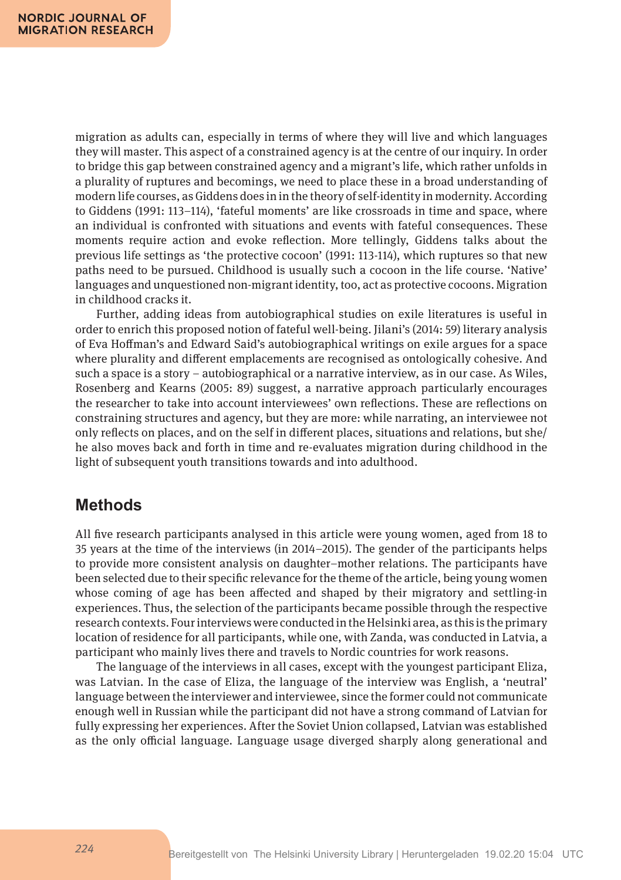migration as adults can, especially in terms of where they will live and which languages they will master. This aspect of a constrained agency is at the centre of our inquiry. In order to bridge this gap between constrained agency and a migrant's life, which rather unfolds in a plurality of ruptures and becomings, we need to place these in a broad understanding of modern life courses, as Giddens does in in the theory of self-identity in modernity. According to Giddens (1991: 113–114), 'fateful moments' are like crossroads in time and space, where an individual is confronted with situations and events with fateful consequences. These moments require action and evoke reflection. More tellingly, Giddens talks about the previous life settings as 'the protective cocoon' (1991: 113-114), which ruptures so that new paths need to be pursued. Childhood is usually such a cocoon in the life course. 'Native' languages and unquestioned non-migrant identity, too, act as protective cocoons. Migration in childhood cracks it.

Further, adding ideas from autobiographical studies on exile literatures is useful in order to enrich this proposed notion of fateful well-being. Jilani's (2014: 59) literary analysis of Eva Hoffman's and Edward Said's autobiographical writings on exile argues for a space where plurality and different emplacements are recognised as ontologically cohesive. And such a space is a story – autobiographical or a narrative interview, as in our case. As Wiles, Rosenberg and Kearns (2005: 89) suggest, a narrative approach particularly encourages the researcher to take into account interviewees' own reflections. These are reflections on constraining structures and agency, but they are more: while narrating, an interviewee not only reflects on places, and on the self in different places, situations and relations, but she/he also moves back and forth in time and re-evaluates migration during childhood in the light of subsequent youth transitions towards and into adulthood.

## Methods

All five research participants analysed in this article were young women, aged from 18 to 35 years at the time of the interviews (in 2014–2015). The gender of the participants helps to provide more consistent analysis on daughter–mother relations. The participants have been selected due to their specific relevance for the theme of the article, being young women whose coming of age has been affected and shaped by their migratory and settling-in experiences. Thus, the selection of the participants became possible through the respective research contexts. Four interviews were conducted in the Helsinki area, as this is the primary location of residence for all participants, while one, with Zanda, was conducted in Latvia, a participant who mainly lives there and travels to Nordic countries for work reasons.

The language of the interviews in all cases, except with the youngest participant Eliza, was Latvian. In the case of Eliza, the language of the interview was English, a 'neutral' language between the interviewer and interviewee, since the former could not communicate enough well in Russian while the participant did not have a strong command of Latvian for fully expressing her experiences. After the Soviet Union collapsed, Latvian was established as the only official language. Language usage diverged sharply along generational and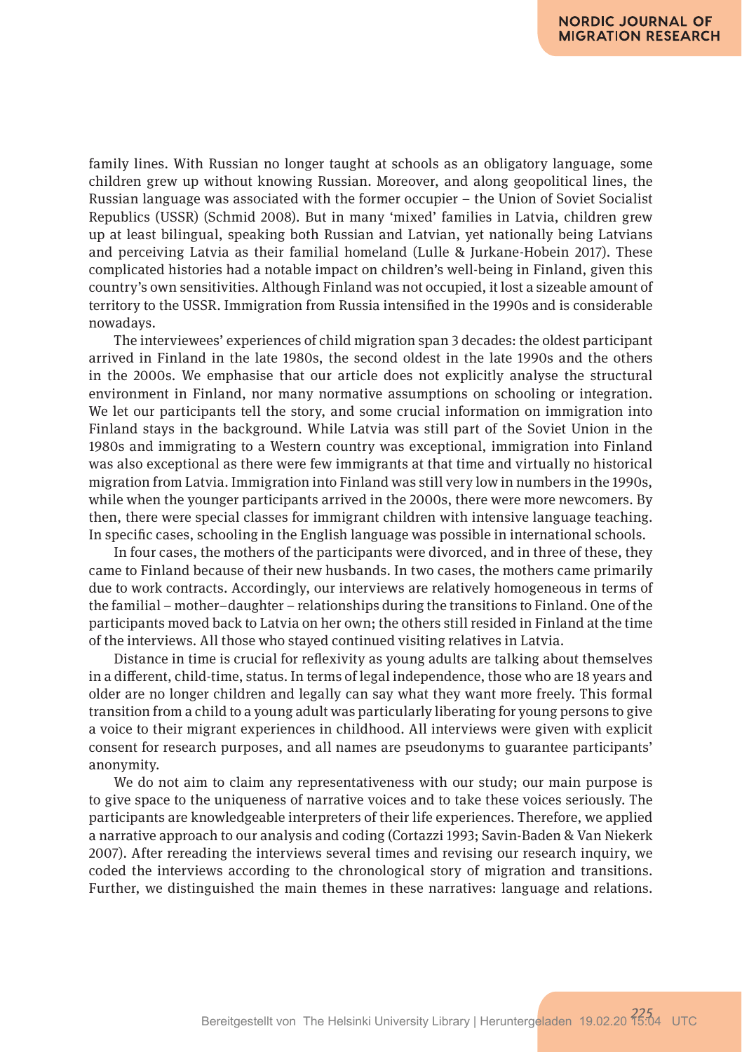family lines. With Russian no longer taught at schools as an obligatory language, some children grew up without knowing Russian. Moreover, and along geopolitical lines, the Russian language was associated with the former occupier – the Union of Soviet Socialist Republics (USSR) (Schmid 2008). But in many 'mixed' families in Latvia, children grew up at least bilingual, speaking both Russian and Latvian, yet nationally being Latvians and perceiving Latvia as their familial homeland (Lulle & Jurkane-Hobein 2017). These complicated histories had a notable impact on children's well-being in Finland, given this country's own sensitivities. Although Finland was not occupied, it lost a sizeable amount of territory to the USSR. Immigration from Russia intensified in the 1990s and is considerable nowadays.

The interviewees' experiences of child migration span 3 decades: the oldest participant arrived in Finland in the late 1980s, the second oldest in the late 1990s and the others in the 2000s. We emphasise that our article does not explicitly analyse the structural environment in Finland, nor many normative assumptions on schooling or integration. We let our participants tell the story, and some crucial information on immigration into Finland stays in the background. While Latvia was still part of the Soviet Union in the 1980s and immigrating to a Western country was exceptional, immigration into Finland was also exceptional as there were few immigrants at that time and virtually no historical migration from Latvia. Immigration into Finland was still very low in numbers in the 1990s, while when the younger participants arrived in the 2000s, there were more newcomers. By then, there were special classes for immigrant children with intensive language teaching. In specific cases, schooling in the English language was possible in international schools.

In four cases, the mothers of the participants were divorced, and in three of these, they came to Finland because of their new husbands. In two cases, the mothers came primarily due to work contracts. Accordingly, our interviews are relatively homogeneous in terms of the familial – mother–daughter – relationships during the transitions to Finland. One of the participants moved back to Latvia on her own; the others still resided in Finland at the time of the interviews. All those who stayed continued visiting relatives in Latvia.

Distance in time is crucial for reflexivity as young adults are talking about themselves in a different, child-time, status. In terms of legal independence, those who are 18 years and older are no longer children and legally can say what they want more freely. This formal transition from a child to a young adult was particularly liberating for young persons to give a voice to their migrant experiences in childhood. All interviews were given with explicit consent for research purposes, and all names are pseudonyms to guarantee participants' anonymity.

We do not aim to claim any representativeness with our study; our main purpose is to give space to the uniqueness of narrative voices and to take these voices seriously. The participants are knowledgeable interpreters of their life experiences. Therefore, we applied a narrative approach to our analysis and coding (Cortazzi 1993; Savin-Baden & Van Niekerk 2007). After rereading the interviews several times and revising our research inquiry, we coded the interviews according to the chronological story of migration and transitions. Further, we distinguished the main themes in these narratives: language and relations.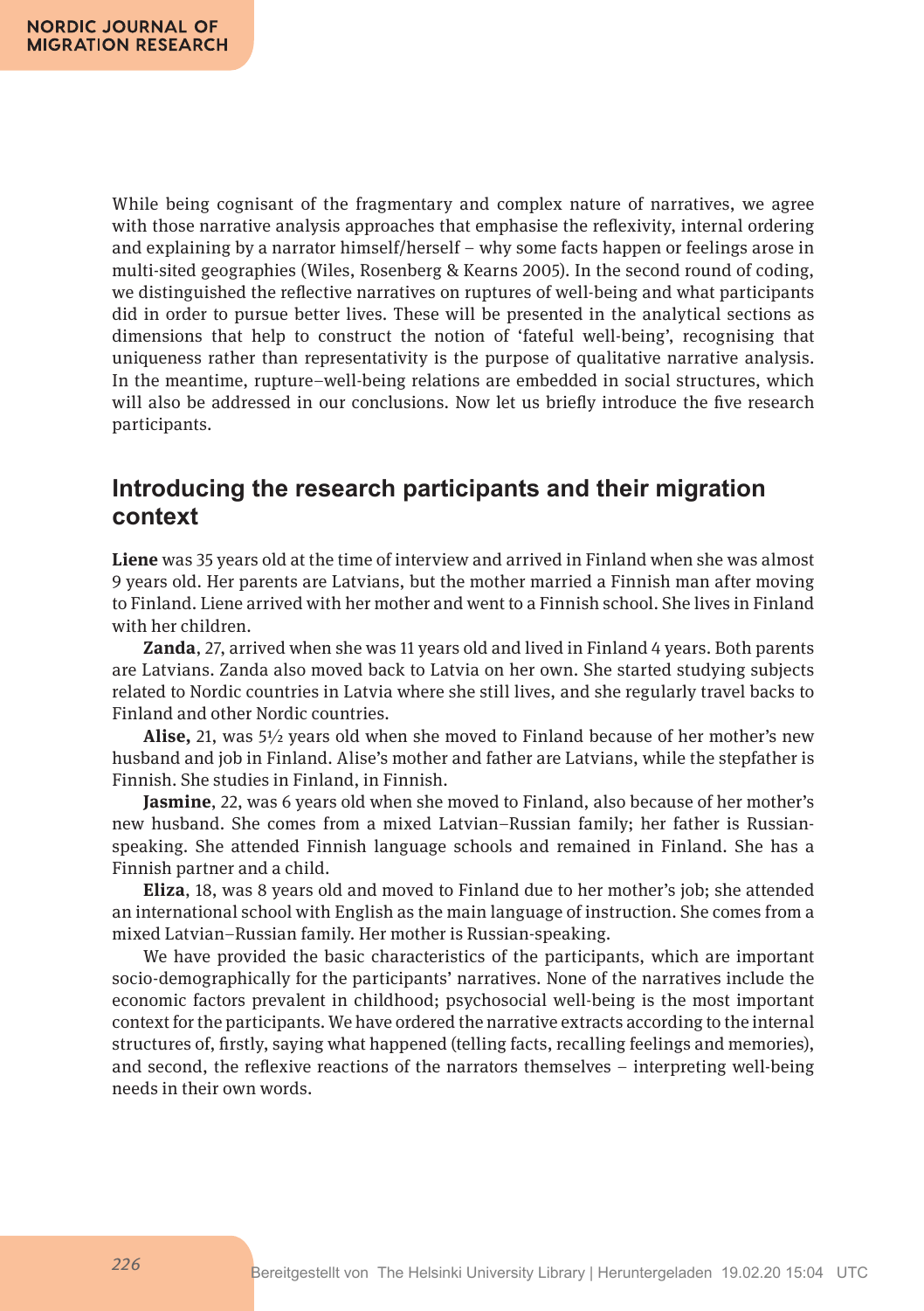While being cognisant of the fragmentary and complex nature of narratives, we agree with those narrative analysis approaches that emphasise the reflexivity, internal ordering and explaining by a narrator himself/herself – why some facts happen or feelings arose in multi-sited geographies (Wiles, Rosenberg & Kearns 2005). In the second round of coding, we distinguished the reflective narratives on ruptures of well-being and what participants did in order to pursue better lives. These will be presented in the analytical sections as dimensions that help to construct the notion of 'fateful well-being', recognising that uniqueness rather than representativity is the purpose of qualitative narrative analysis. In the meantime, rupture–well-being relations are embedded in social structures, which will also be addressed in our conclusions. Now let us briefly introduce the five research participants.

## Introducing the research participants and their migration context

**Liene** was 35 years old at the time of interview and arrived in Finland when she was almost 9 years old. Her parents are Latvians, but the mother married a Finnish man after moving to Finland. Liene arrived with her mother and went to a Finnish school. She lives in Finland with her children.

**Zanda**, 27, arrived when she was 11 years old and lived in Finland 4 years. Both parents are Latvians. Zanda also moved back to Latvia on her own. She started studying subjects related to Nordic countries in Latvia where she still lives, and she regularly travel backs to Finland and other Nordic countries.

**Alise,** 21, was 5½ years old when she moved to Finland because of her mother's new husband and job in Finland. Alise's mother and father are Latvians, while the stepfather is Finnish. She studies in Finland, in Finnish.

**Jasmine**, 22, was 6 years old when she moved to Finland, also because of her mother's new husband. She comes from a mixed Latvian–Russian family; her father is Russian-speaking. She attended Finnish language schools and remained in Finland. She has a Finnish partner and a child.

**Eliza**, 18, was 8 years old and moved to Finland due to her mother's job; she attended an international school with English as the main language of instruction. She comes from a mixed Latvian–Russian family. Her mother is Russian-speaking.

We have provided the basic characteristics of the participants, which are important socio-demographically for the participants' narratives. None of the narratives include the economic factors prevalent in childhood; psychosocial well-being is the most important context for the participants. We have ordered the narrative extracts according to the internal structures of, firstly, saying what happened (telling facts, recalling feelings and memories), and second, the reflexive reactions of the narrators themselves – interpreting well-being needs in their own words.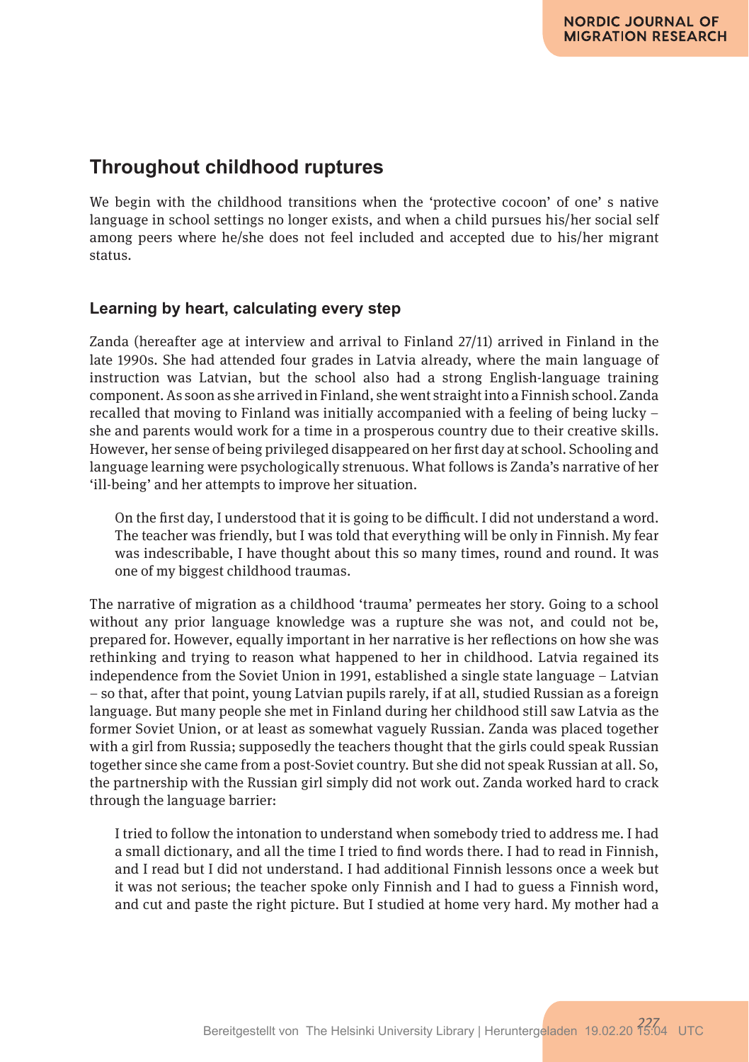## Throughout childhood ruptures

We begin with the childhood transitions when the 'protective cocoon' of one' s native language in school settings no longer exists, and when a child pursues his/her social self among peers where he/she does not feel included and accepted due to his/her migrant status.

### Learning by heart, calculating every step

Zanda (hereafter age at interview and arrival to Finland 27/11) arrived in Finland in the late 1990s. She had attended four grades in Latvia already, where the main language of instruction was Latvian, but the school also had a strong English-language training component. As soon as she arrived in Finland, she went straight into a Finnish school. Zanda recalled that moving to Finland was initially accompanied with a feeling of being lucky – she and parents would work for a time in a prosperous country due to their creative skills. However, her sense of being privileged disappeared on her first day at school. Schooling and language learning were psychologically strenuous. What follows is Zanda's narrative of her 'ill-being' and her attempts to improve her situation.

> On the first day, I understood that it is going to be difficult. I did not understand a word. The teacher was friendly, but I was told that everything will be only in Finnish. My fear was indescribable, I have thought about this so many times, round and round. It was one of my biggest childhood traumas.

The narrative of migration as a childhood 'trauma' permeates her story. Going to a school without any prior language knowledge was a rupture she was not, and could not be, prepared for. However, equally important in her narrative is her reflections on how she was rethinking and trying to reason what happened to her in childhood. Latvia regained its independence from the Soviet Union in 1991, established a single state language – Latvian – so that, after that point, young Latvian pupils rarely, if at all, studied Russian as a foreign language. But many people she met in Finland during her childhood still saw Latvia as the former Soviet Union, or at least as somewhat vaguely Russian. Zanda was placed together with a girl from Russia; supposedly the teachers thought that the girls could speak Russian together since she came from a post-Soviet country. But she did not speak Russian at all. So, the partnership with the Russian girl simply did not work out. Zanda worked hard to crack through the language barrier:

> I tried to follow the intonation to understand when somebody tried to address me. I had a small dictionary, and all the time I tried to find words there. I had to read in Finnish, and I read but I did not understand. I had additional Finnish lessons once a week but it was not serious; the teacher spoke only Finnish and I had to guess a Finnish word, and cut and paste the right picture. But I studied at home very hard. My mother had a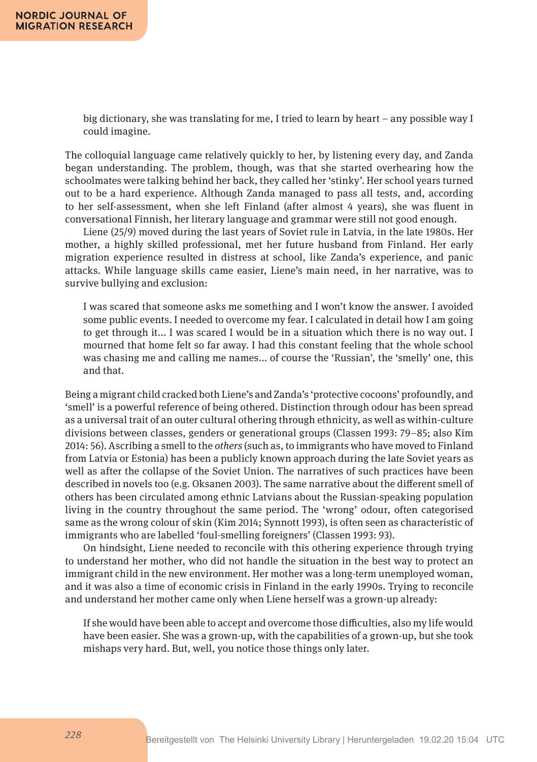big dictionary, she was translating for me, I tried to learn by heart – any possible way I could imagine.

The colloquial language came relatively quickly to her, by listening every day, and Zanda began understanding. The problem, though, was that she started overhearing how the schoolmates were talking behind her back, they called her 'stinky'. Her school years turned out to be a hard experience. Although Zanda managed to pass all tests, and, according to her self-assessment, when she left Finland (after almost 4 years), she was fluent in conversational Finnish, her literary language and grammar were still not good enough.

Liene (25/9) moved during the last years of Soviet rule in Latvia, in the late 1980s. Her mother, a highly skilled professional, met her future husband from Finland. Her early migration experience resulted in distress at school, like Zanda's experience, and panic attacks. While language skills came easier, Liene's main need, in her narrative, was to survive bullying and exclusion:

> I was scared that someone asks me something and I won't know the answer. I avoided some public events. I needed to overcome my fear. I calculated in detail how I am going to get through it... I was scared I would be in a situation which there is no way out. I mourned that home felt so far away. I had this constant feeling that the whole school was chasing me and calling me names... of course the 'Russian', the 'smelly' one, this and that.

Being a migrant child cracked both Liene's and Zanda's 'protective cocoons' profoundly, and 'smell' is a powerful reference of being othered. Distinction through odour has been spread as a universal trait of an outer cultural othering through ethnicity, as well as within-culture divisions between classes, genders or generational groups (Classen 1993: 79–85; also Kim 2014: 56). Ascribing a smell to the *others* (such as, to immigrants who have moved to Finland from Latvia or Estonia) has been a publicly known approach during the late Soviet years as well as after the collapse of the Soviet Union. The narratives of such practices have been described in novels too (e.g. Oksanen 2003). The same narrative about the different smell of others has been circulated among ethnic Latvians about the Russian-speaking population living in the country throughout the same period. The 'wrong' odour, often categorised same as the wrong colour of skin (Kim 2014; Synnott 1993), is often seen as characteristic of immigrants who are labelled 'foul-smelling foreigners' (Classen 1993: 93).

On hindsight, Liene needed to reconcile with this othering experience through trying to understand her mother, who did not handle the situation in the best way to protect an immigrant child in the new environment. Her mother was a long-term unemployed woman, and it was also a time of economic crisis in Finland in the early 1990s. Trying to reconcile and understand her mother came only when Liene herself was a grown-up already:

> If she would have been able to accept and overcome those difficulties, also my life would have been easier. She was a grown-up, with the capabilities of a grown-up, but she took mishaps very hard. But, well, you notice those things only later.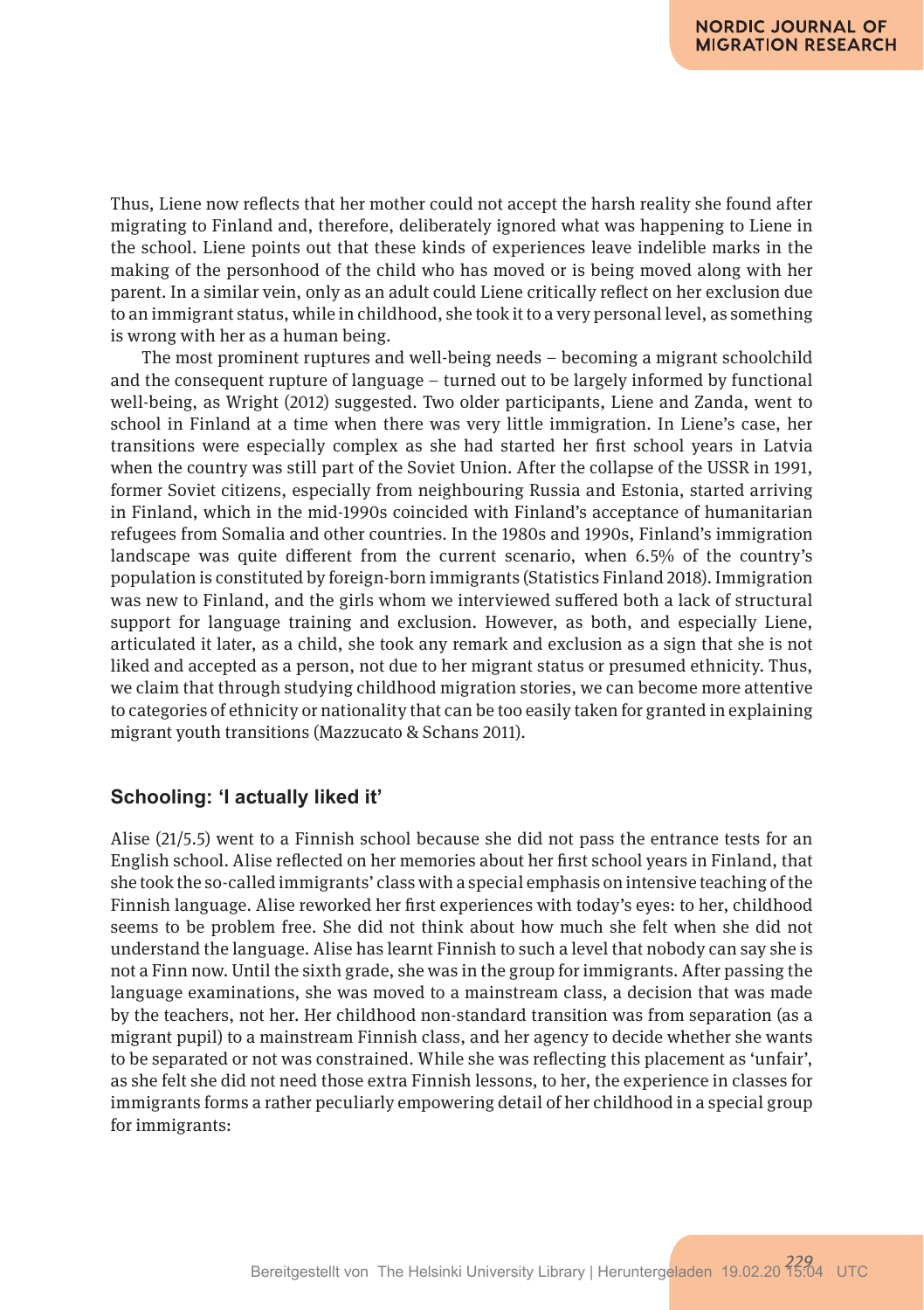Thus, Liene now reflects that her mother could not accept the harsh reality she found after migrating to Finland and, therefore, deliberately ignored what was happening to Liene in the school. Liene points out that these kinds of experiences leave indelible marks in the making of the personhood of the child who has moved or is being moved along with her parent. In a similar vein, only as an adult could Liene critically reflect on her exclusion due to an immigrant status, while in childhood, she took it to a very personal level, as something is wrong with her as a human being.

The most prominent ruptures and well-being needs – becoming a migrant schoolchild and the consequent rupture of language – turned out to be largely informed by functional well-being, as Wright (2012) suggested. Two older participants, Liene and Zanda, went to school in Finland at a time when there was very little immigration. In Liene's case, her transitions were especially complex as she had started her first school years in Latvia when the country was still part of the Soviet Union. After the collapse of the USSR in 1991, former Soviet citizens, especially from neighbouring Russia and Estonia, started arriving in Finland, which in the mid-1990s coincided with Finland's acceptance of humanitarian refugees from Somalia and other countries. In the 1980s and 1990s, Finland's immigration landscape was quite different from the current scenario, when 6.5% of the country's population is constituted by foreign-born immigrants (Statistics Finland 2018). Immigration was new to Finland, and the girls whom we interviewed suffered both a lack of structural support for language training and exclusion. However, as both, and especially Liene, articulated it later, as a child, she took any remark and exclusion as a sign that she is not liked and accepted as a person, not due to her migrant status or presumed ethnicity. Thus, we claim that through studying childhood migration stories, we can become more attentive to categories of ethnicity or nationality that can be too easily taken for granted in explaining migrant youth transitions (Mazzucato & Schans 2011).

## Schooling: 'I actually liked it'

Alise (21/5.5) went to a Finnish school because she did not pass the entrance tests for an English school. Alise reflected on her memories about her first school years in Finland, that she took the so-called immigrants' class with a special emphasis on intensive teaching of the Finnish language. Alise reworked her first experiences with today's eyes: to her, childhood seems to be problem free. She did not think about how much she felt when she did not understand the language. Alise has learnt Finnish to such a level that nobody can say she is not a Finn now. Until the sixth grade, she was in the group for immigrants. After passing the language examinations, she was moved to a mainstream class, a decision that was made by the teachers, not her. Her childhood non-standard transition was from separation (as a migrant pupil) to a mainstream Finnish class, and her agency to decide whether she wants to be separated or not was constrained. While she was reflecting this placement as 'unfair', as she felt she did not need those extra Finnish lessons, to her, the experience in classes for immigrants forms a rather peculiarly empowering detail of her childhood in a special group for immigrants: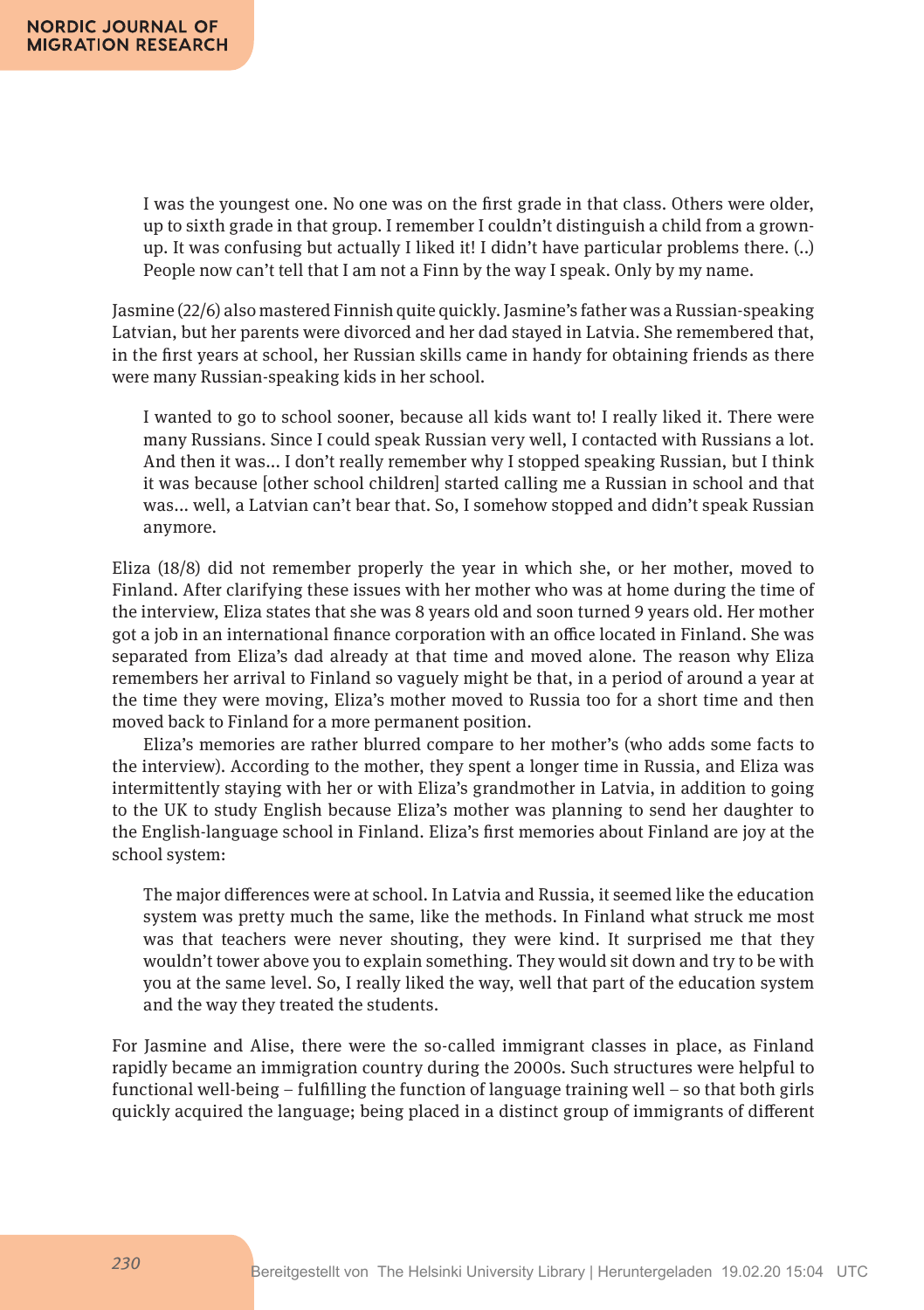> I was the youngest one. No one was on the first grade in that class. Others were older, up to sixth grade in that group. I remember I couldn't distinguish a child from a grown-up. It was confusing but actually I liked it! I didn't have particular problems there. (..) People now can't tell that I am not a Finn by the way I speak. Only by my name.

Jasmine (22/6) also mastered Finnish quite quickly. Jasmine's father was a Russian-speaking Latvian, but her parents were divorced and her dad stayed in Latvia. She remembered that, in the first years at school, her Russian skills came in handy for obtaining friends as there were many Russian-speaking kids in her school.

> I wanted to go to school sooner, because all kids want to! I really liked it. There were many Russians. Since I could speak Russian very well, I contacted with Russians a lot. And then it was... I don't really remember why I stopped speaking Russian, but I think it was because [other school children] started calling me a Russian in school and that was... well, a Latvian can't bear that. So, I somehow stopped and didn't speak Russian anymore.

Eliza (18/8) did not remember properly the year in which she, or her mother, moved to Finland. After clarifying these issues with her mother who was at home during the time of the interview, Eliza states that she was 8 years old and soon turned 9 years old. Her mother got a job in an international finance corporation with an office located in Finland. She was separated from Eliza's dad already at that time and moved alone. The reason why Eliza remembers her arrival to Finland so vaguely might be that, in a period of around a year at the time they were moving, Eliza's mother moved to Russia too for a short time and then moved back to Finland for a more permanent position.

Eliza's memories are rather blurred compare to her mother's (who adds some facts to the interview). According to the mother, they spent a longer time in Russia, and Eliza was intermittently staying with her or with Eliza's grandmother in Latvia, in addition to going to the UK to study English because Eliza's mother was planning to send her daughter to the English-language school in Finland. Eliza's first memories about Finland are joy at the school system:

> The major differences were at school. In Latvia and Russia, it seemed like the education system was pretty much the same, like the methods. In Finland what struck me most was that teachers were never shouting, they were kind. It surprised me that they wouldn't tower above you to explain something. They would sit down and try to be with you at the same level. So, I really liked the way, well that part of the education system and the way they treated the students.

For Jasmine and Alise, there were the so-called immigrant classes in place, as Finland rapidly became an immigration country during the 2000s. Such structures were helpful to functional well-being – fulfilling the function of language training well – so that both girls quickly acquired the language; being placed in a distinct group of immigrants of different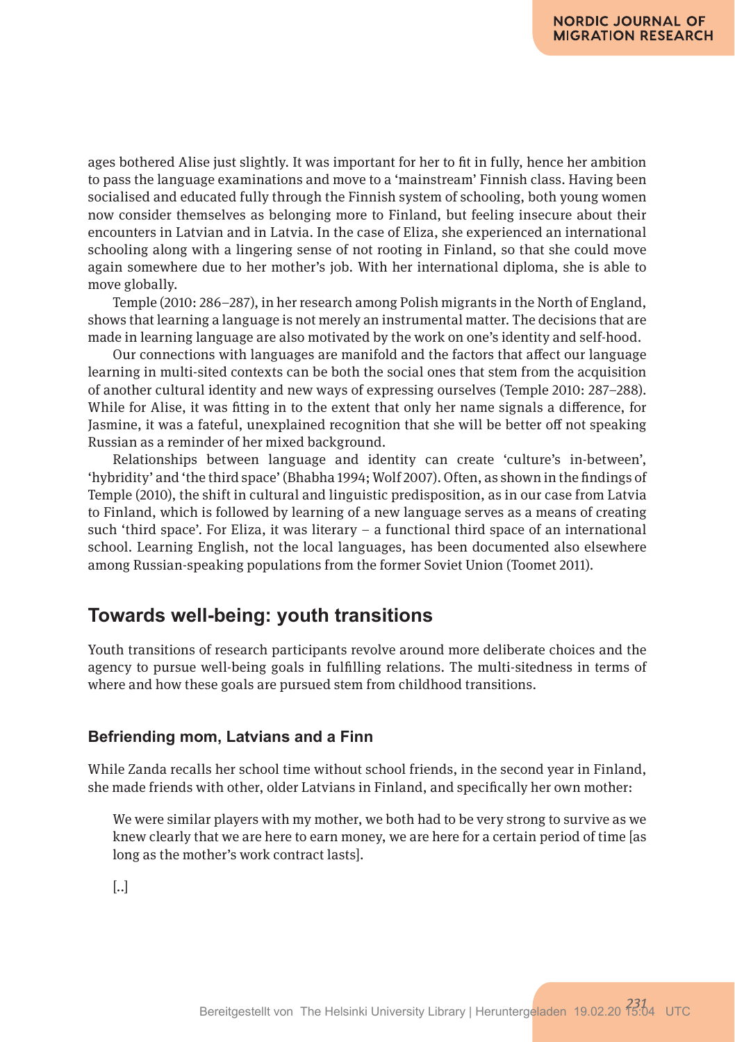ages bothered Alise just slightly. It was important for her to fit in fully, hence her ambition to pass the language examinations and move to a 'mainstream' Finnish class. Having been socialised and educated fully through the Finnish system of schooling, both young women now consider themselves as belonging more to Finland, but feeling insecure about their encounters in Latvian and in Latvia. In the case of Eliza, she experienced an international schooling along with a lingering sense of not rooting in Finland, so that she could move again somewhere due to her mother's job. With her international diploma, she is able to move globally.

Temple (2010: 286–287), in her research among Polish migrants in the North of England, shows that learning a language is not merely an instrumental matter. The decisions that are made in learning language are also motivated by the work on one's identity and self-hood.

Our connections with languages are manifold and the factors that affect our language learning in multi-sited contexts can be both the social ones that stem from the acquisition of another cultural identity and new ways of expressing ourselves (Temple 2010: 287–288). While for Alise, it was fitting in to the extent that only her name signals a difference, for Jasmine, it was a fateful, unexplained recognition that she will be better off not speaking Russian as a reminder of her mixed background.

Relationships between language and identity can create 'culture's in-between', 'hybridity' and 'the third space' (Bhabha 1994; Wolf 2007). Often, as shown in the findings of Temple (2010), the shift in cultural and linguistic predisposition, as in our case from Latvia to Finland, which is followed by learning of a new language serves as a means of creating such 'third space'. For Eliza, it was literary – a functional third space of an international school. Learning English, not the local languages, has been documented also elsewhere among Russian-speaking populations from the former Soviet Union (Toomet 2011).

## Towards well-being: youth transitions

Youth transitions of research participants revolve around more deliberate choices and the agency to pursue well-being goals in fulfilling relations. The multi-sitedness in terms of where and how these goals are pursued stem from childhood transitions.

### Befriending mom, Latvians and a Finn

While Zanda recalls her school time without school friends, in the second year in Finland, she made friends with other, older Latvians in Finland, and specifically her own mother:

> We were similar players with my mother, we both had to be very strong to survive as we knew clearly that we are here to earn money, we are here for a certain period of time [as long as the mother's work contract lasts].
>
> [..]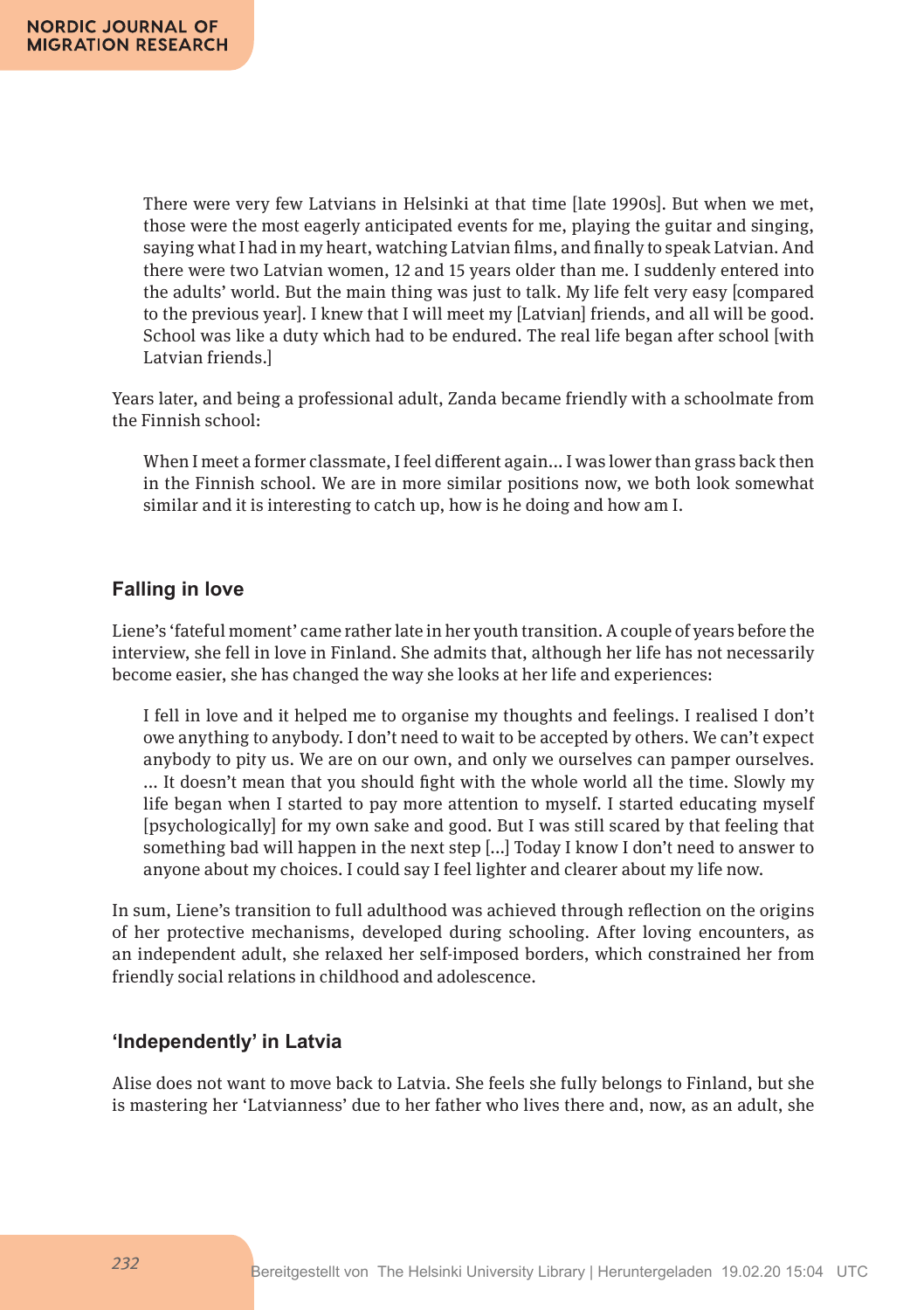> There were very few Latvians in Helsinki at that time [late 1990s]. But when we met, those were the most eagerly anticipated events for me, playing the guitar and singing, saying what I had in my heart, watching Latvian films, and finally to speak Latvian. And there were two Latvian women, 12 and 15 years older than me. I suddenly entered into the adults' world. But the main thing was just to talk. My life felt very easy [compared to the previous year]. I knew that I will meet my [Latvian] friends, and all will be good. School was like a duty which had to be endured. The real life began after school [with Latvian friends.]

Years later, and being a professional adult, Zanda became friendly with a schoolmate from the Finnish school:

> When I meet a former classmate, I feel different again... I was lower than grass back then in the Finnish school. We are in more similar positions now, we both look somewhat similar and it is interesting to catch up, how is he doing and how am I.

### Falling in love

Liene's 'fateful moment' came rather late in her youth transition. A couple of years before the interview, she fell in love in Finland. She admits that, although her life has not necessarily become easier, she has changed the way she looks at her life and experiences:

> I fell in love and it helped me to organise my thoughts and feelings. I realised I don't owe anything to anybody. I don't need to wait to be accepted by others. We can't expect anybody to pity us. We are on our own, and only we ourselves can pamper ourselves. ... It doesn't mean that you should fight with the whole world all the time. Slowly my life began when I started to pay more attention to myself. I started educating myself [psychologically] for my own sake and good. But I was still scared by that feeling that something bad will happen in the next step [...] Today I know I don't need to answer to anyone about my choices. I could say I feel lighter and clearer about my life now.

In sum, Liene's transition to full adulthood was achieved through reflection on the origins of her protective mechanisms, developed during schooling. After loving encounters, as an independent adult, she relaxed her self-imposed borders, which constrained her from friendly social relations in childhood and adolescence.

### 'Independently' in Latvia

Alise does not want to move back to Latvia. She feels she fully belongs to Finland, but she is mastering her 'Latvianness' due to her father who lives there and, now, as an adult, she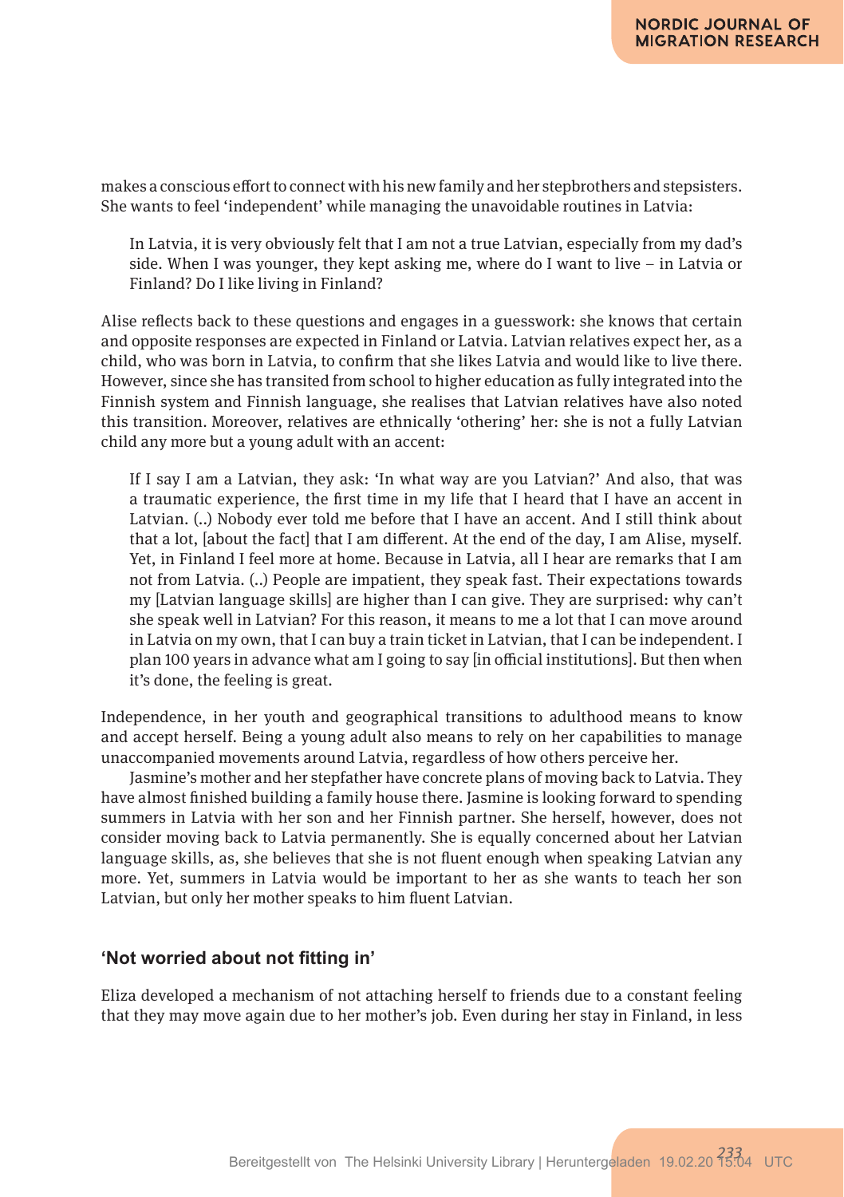makes a conscious effort to connect with his new family and her stepbrothers and stepsisters. She wants to feel 'independent' while managing the unavoidable routines in Latvia:

> In Latvia, it is very obviously felt that I am not a true Latvian, especially from my dad's side. When I was younger, they kept asking me, where do I want to live – in Latvia or Finland? Do I like living in Finland?

Alise reflects back to these questions and engages in a guesswork: she knows that certain and opposite responses are expected in Finland or Latvia. Latvian relatives expect her, as a child, who was born in Latvia, to confirm that she likes Latvia and would like to live there. However, since she has transited from school to higher education as fully integrated into the Finnish system and Finnish language, she realises that Latvian relatives have also noted this transition. Moreover, relatives are ethnically 'othering' her: she is not a fully Latvian child any more but a young adult with an accent:

> If I say I am a Latvian, they ask: 'In what way are you Latvian?' And also, that was a traumatic experience, the first time in my life that I heard that I have an accent in Latvian. (..) Nobody ever told me before that I have an accent. And I still think about that a lot, [about the fact] that I am different. At the end of the day, I am Alise, myself. Yet, in Finland I feel more at home. Because in Latvia, all I hear are remarks that I am not from Latvia. (..) People are impatient, they speak fast. Their expectations towards my [Latvian language skills] are higher than I can give. They are surprised: why can't she speak well in Latvian? For this reason, it means to me a lot that I can move around in Latvia on my own, that I can buy a train ticket in Latvian, that I can be independent. I plan 100 years in advance what am I going to say [in official institutions]. But then when it's done, the feeling is great.

Independence, in her youth and geographical transitions to adulthood means to know and accept herself. Being a young adult also means to rely on her capabilities to manage unaccompanied movements around Latvia, regardless of how others perceive her.

Jasmine's mother and her stepfather have concrete plans of moving back to Latvia. They have almost finished building a family house there. Jasmine is looking forward to spending summers in Latvia with her son and her Finnish partner. She herself, however, does not consider moving back to Latvia permanently. She is equally concerned about her Latvian language skills, as, she believes that she is not fluent enough when speaking Latvian any more. Yet, summers in Latvia would be important to her as she wants to teach her son Latvian, but only her mother speaks to him fluent Latvian.

## 'Not worried about not fitting in'

Eliza developed a mechanism of not attaching herself to friends due to a constant feeling that they may move again due to her mother's job. Even during her stay in Finland, in less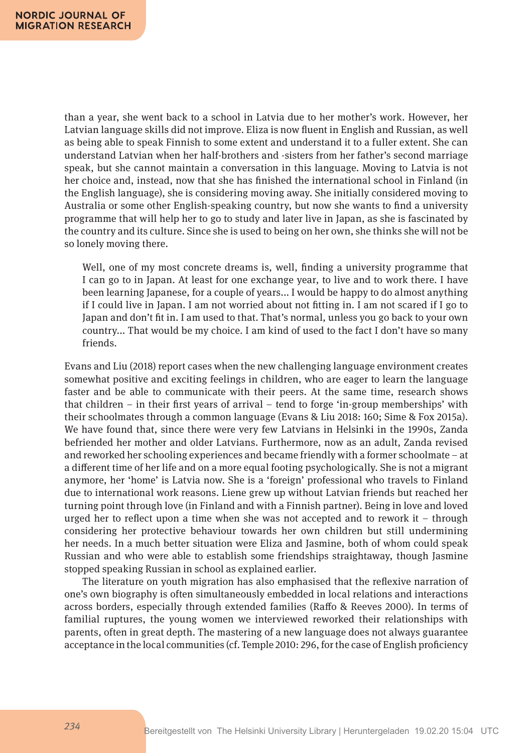than a year, she went back to a school in Latvia due to her mother's work. However, her Latvian language skills did not improve. Eliza is now fluent in English and Russian, as well as being able to speak Finnish to some extent and understand it to a fuller extent. She can understand Latvian when her half-brothers and -sisters from her father's second marriage speak, but she cannot maintain a conversation in this language. Moving to Latvia is not her choice and, instead, now that she has finished the international school in Finland (in the English language), she is considering moving away. She initially considered moving to Australia or some other English-speaking country, but now she wants to find a university programme that will help her to go to study and later live in Japan, as she is fascinated by the country and its culture. Since she is used to being on her own, she thinks she will not be so lonely moving there.

> Well, one of my most concrete dreams is, well, finding a university programme that I can go to in Japan. At least for one exchange year, to live and to work there. I have been learning Japanese, for a couple of years… I would be happy to do almost anything if I could live in Japan. I am not worried about not fitting in. I am not scared if I go to Japan and don't fit in. I am used to that. That's normal, unless you go back to your own country… That would be my choice. I am kind of used to the fact I don't have so many friends.

Evans and Liu (2018) report cases when the new challenging language environment creates somewhat positive and exciting feelings in children, who are eager to learn the language faster and be able to communicate with their peers. At the same time, research shows that children – in their first years of arrival – tend to forge 'in-group memberships' with their schoolmates through a common language (Evans & Liu 2018: 160; Sime & Fox 2015a). We have found that, since there were very few Latvians in Helsinki in the 1990s, Zanda befriended her mother and older Latvians. Furthermore, now as an adult, Zanda revised and reworked her schooling experiences and became friendly with a former schoolmate – at a different time of her life and on a more equal footing psychologically. She is not a migrant anymore, her 'home' is Latvia now. She is a 'foreign' professional who travels to Finland due to international work reasons. Liene grew up without Latvian friends but reached her turning point through love (in Finland and with a Finnish partner). Being in love and loved urged her to reflect upon a time when she was not accepted and to rework it – through considering her protective behaviour towards her own children but still undermining her needs. In a much better situation were Eliza and Jasmine, both of whom could speak Russian and who were able to establish some friendships straightaway, though Jasmine stopped speaking Russian in school as explained earlier.

The literature on youth migration has also emphasised that the reflexive narration of one's own biography is often simultaneously embedded in local relations and interactions across borders, especially through extended families (Raffo & Reeves 2000). In terms of familial ruptures, the young women we interviewed reworked their relationships with parents, often in great depth. The mastering of a new language does not always guarantee acceptance in the local communities (cf. Temple 2010: 296, for the case of English proficiency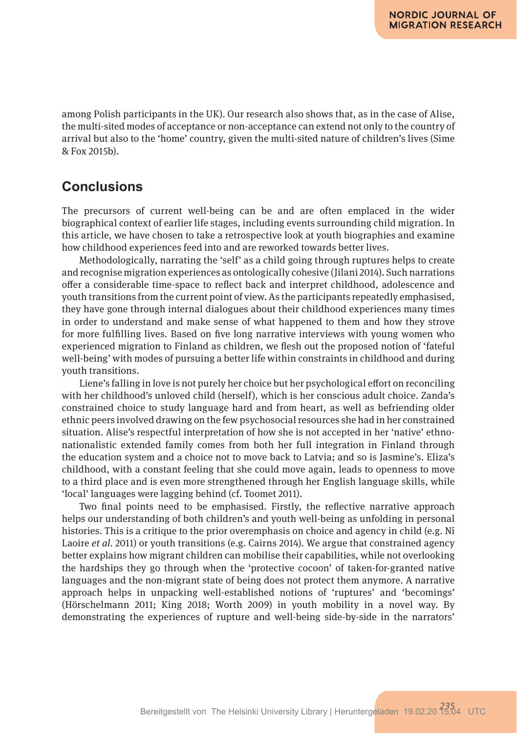among Polish participants in the UK). Our research also shows that, as in the case of Alise, the multi-sited modes of acceptance or non-acceptance can extend not only to the country of arrival but also to the 'home' country, given the multi-sited nature of children's lives (Sime & Fox 2015b).

## Conclusions

The precursors of current well-being can be and are often emplaced in the wider biographical context of earlier life stages, including events surrounding child migration. In this article, we have chosen to take a retrospective look at youth biographies and examine how childhood experiences feed into and are reworked towards better lives.

Methodologically, narrating the 'self' as a child going through ruptures helps to create and recognise migration experiences as ontologically cohesive (Jilani 2014). Such narrations offer a considerable time-space to reflect back and interpret childhood, adolescence and youth transitions from the current point of view. As the participants repeatedly emphasised, they have gone through internal dialogues about their childhood experiences many times in order to understand and make sense of what happened to them and how they strove for more fulfilling lives. Based on five long narrative interviews with young women who experienced migration to Finland as children, we flesh out the proposed notion of 'fateful well-being' with modes of pursuing a better life within constraints in childhood and during youth transitions.

Liene's falling in love is not purely her choice but her psychological effort on reconciling with her childhood's unloved child (herself), which is her conscious adult choice. Zanda's constrained choice to study language hard and from heart, as well as befriending older ethnic peers involved drawing on the few psychosocial resources she had in her constrained situation. Alise's respectful interpretation of how she is not accepted in her 'native' ethno-nationalistic extended family comes from both her full integration in Finland through the education system and a choice not to move back to Latvia; and so is Jasmine's. Eliza's childhood, with a constant feeling that she could move again, leads to openness to move to a third place and is even more strengthened through her English language skills, while 'local' languages were lagging behind (cf. Toomet 2011).

Two final points need to be emphasised. Firstly, the reflective narrative approach helps our understanding of both children's and youth well-being as unfolding in personal histories. This is a critique to the prior overemphasis on choice and agency in child (e.g. Ní Laoire *et al.* 2011) or youth transitions (e.g. Cairns 2014). We argue that constrained agency better explains how migrant children can mobilise their capabilities, while not overlooking the hardships they go through when the 'protective cocoon' of taken-for-granted native languages and the non-migrant state of being does not protect them anymore. A narrative approach helps in unpacking well-established notions of 'ruptures' and 'becomings' (Hörschelmann 2011; King 2018; Worth 2009) in youth mobility in a novel way. By demonstrating the experiences of rupture and well-being side-by-side in the narrators'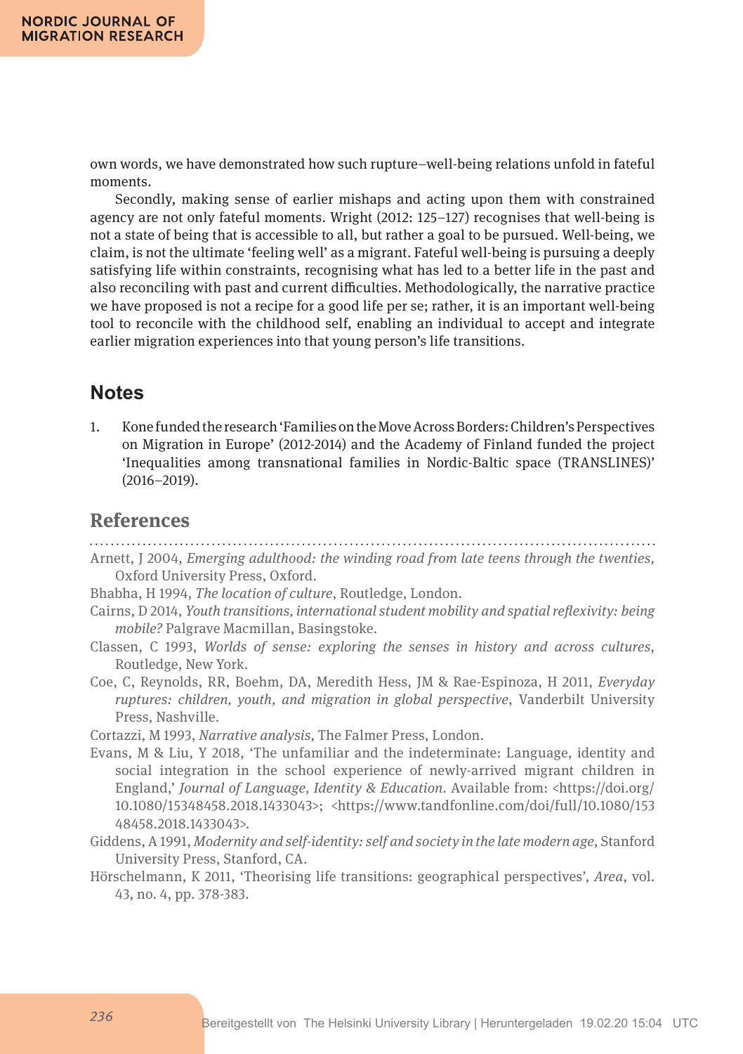own words, we have demonstrated how such rupture–well-being relations unfold in fateful moments.

Secondly, making sense of earlier mishaps and acting upon them with constrained agency are not only fateful moments. Wright (2012: 125–127) recognises that well-being is not a state of being that is accessible to all, but rather a goal to be pursued. Well-being, we claim, is not the ultimate 'feeling well' as a migrant. Fateful well-being is pursuing a deeply satisfying life within constraints, recognising what has led to a better life in the past and also reconciling with past and current difficulties. Methodologically, the narrative practice we have proposed is not a recipe for a good life per se; rather, it is an important well-being tool to reconcile with the childhood self, enabling an individual to accept and integrate earlier migration experiences into that young person's life transitions.

## Notes

1. Kone funded the research 'Families on the Move Across Borders: Children's Perspectives on Migration in Europe' (2012-2014) and the Academy of Finland funded the project 'Inequalities among transnational families in Nordic-Baltic space (TRANSLINES)' (2016–2019).

## References

Arnett, J 2004, *Emerging adulthood: the winding road from late teens through the twenties*, Oxford University Press, Oxford.

Bhabha, H 1994, *The location of culture*, Routledge, London.

Cairns, D 2014, *Youth transitions, international student mobility and spatial reflexivity: being mobile?* Palgrave Macmillan, Basingstoke.

Classen, C 1993, *Worlds of sense: exploring the senses in history and across cultures*, Routledge, New York.

Coe, C, Reynolds, RR, Boehm, DA, Meredith Hess, JM & Rae-Espinoza, H 2011, *Everyday ruptures: children, youth, and migration in global perspective*, Vanderbilt University Press, Nashville.

Cortazzi, M 1993, *Narrative analysis*, The Falmer Press, London.

Evans, M & Liu, Y 2018, 'The unfamiliar and the indeterminate: Language, identity and social integration in the school experience of newly-arrived migrant children in England,' *Journal of Language, Identity & Education*. Available from: <https://doi.org/10.1080/15348458.2018.1433043>; <https://www.tandfonline.com/doi/full/10.1080/15348458.2018.1433043>.

Giddens, A 1991, *Modernity and self-identity: self and society in the late modern age*, Stanford University Press, Stanford, CA.

Hörschelmann, K 2011, 'Theorising life transitions: geographical perspectives', *Area*, vol. 43, no. 4, pp. 378-383.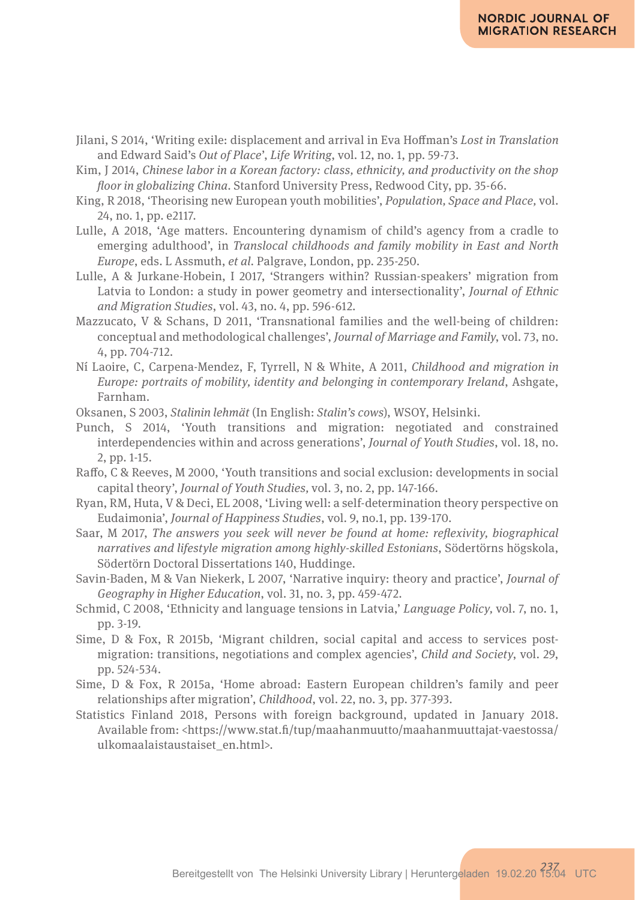Jilani, S 2014, 'Writing exile: displacement and arrival in Eva Hoffman's *Lost in Translation* and Edward Said's *Out of Place*', *Life Writing*, vol. 12, no. 1, pp. 59-73.

Kim, J 2014, *Chinese labor in a Korean factory: class, ethnicity, and productivity on the shop floor in globalizing China*. Stanford University Press, Redwood City, pp. 35-66.

King, R 2018, 'Theorising new European youth mobilities', *Population, Space and Place,* vol. 24, no. 1, pp. e2117.

Lulle, A 2018, 'Age matters. Encountering dynamism of child's agency from a cradle to emerging adulthood', in *Translocal childhoods and family mobility in East and North Europe*, eds. L Assmuth, *et al*. Palgrave, London, pp. 235-250.

Lulle, A & Jurkane-Hobein, I 2017, 'Strangers within? Russian-speakers' migration from Latvia to London: a study in power geometry and intersectionality', *Journal of Ethnic and Migration Studies*, vol. 43, no. 4, pp. 596-612.

Mazzucato, V & Schans, D 2011, 'Transnational families and the well-being of children: conceptual and methodological challenges', *Journal of Marriage and Family*, vol. 73, no. 4, pp. 704-712.

Ní Laoire, C, Carpena-Mendez, F, Tyrrell, N & White, A 2011, *Childhood and migration in Europe: portraits of mobility, identity and belonging in contemporary Ireland*, Ashgate, Farnham.

Oksanen, S 2003, *Stalinin lehmät* (In English: *Stalin's cows*), WSOY, Helsinki.

Punch, S 2014, 'Youth transitions and migration: negotiated and constrained interdependencies within and across generations', *Journal of Youth Studies*, vol. 18, no. 2, pp. 1-15.

Raffo, C & Reeves, M 2000, 'Youth transitions and social exclusion: developments in social capital theory', *Journal of Youth Studies,* vol. 3, no. 2, pp. 147-166.

Ryan, RM, Huta, V & Deci, EL 2008, 'Living well: a self-determination theory perspective on Eudaimonia', *Journal of Happiness Studies*, vol. 9, no.1, pp. 139-170.

Saar, M 2017, *The answers you seek will never be found at home: reflexivity, biographical narratives and lifestyle migration among highly-skilled Estonians*, Södertörns högskola, Södertörn Doctoral Dissertations 140, Huddinge.

Savin-Baden, M & Van Niekerk, L 2007, 'Narrative inquiry: theory and practice', *Journal of Geography in Higher Education*, vol. 31, no. 3, pp. 459-472.

Schmid, C 2008, 'Ethnicity and language tensions in Latvia,' *Language Policy,* vol. 7, no. 1, pp. 3-19.

Sime, D & Fox, R 2015b, 'Migrant children, social capital and access to services post-migration: transitions, negotiations and complex agencies', *Child and Society*, vol. 29, pp. 524-534.

Sime, D & Fox, R 2015a, 'Home abroad: Eastern European children's family and peer relationships after migration', *Childhood*, vol. 22, no. 3, pp. 377-393.

Statistics Finland 2018, Persons with foreign background, updated in January 2018. Available from: <https://www.stat.fi/tup/maahanmuutto/maahanmuuttajat-vaestossa/ulkomaalaistaustaiset_en.html>.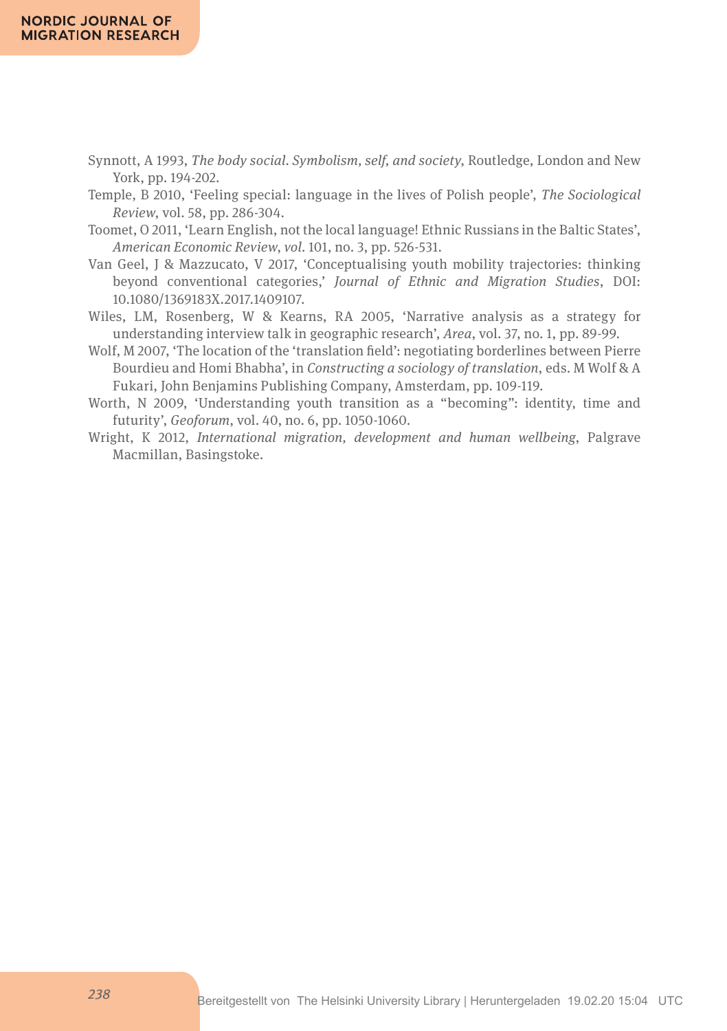Synnott, A 1993, *The body social. Symbolism, self, and society*, Routledge, London and New York, pp. 194-202.

Temple, B 2010, 'Feeling special: language in the lives of Polish people', *The Sociological Review*, vol. 58, pp. 286-304.

Toomet, O 2011, 'Learn English, not the local language! Ethnic Russians in the Baltic States', *American Economic Review*, *vol.* 101, no. 3, pp. 526-531.

Van Geel, J & Mazzucato, V 2017, 'Conceptualising youth mobility trajectories: thinking beyond conventional categories,' *Journal of Ethnic and Migration Studies*, DOI: 10.1080/1369183X.2017.1409107.

Wiles, LM, Rosenberg, W & Kearns, RA 2005, 'Narrative analysis as a strategy for understanding interview talk in geographic research', *Area*, vol. 37, no. 1, pp. 89-99.

Wolf, M 2007, 'The location of the 'translation field': negotiating borderlines between Pierre Bourdieu and Homi Bhabha', in *Constructing a sociology of translation*, eds. M Wolf & A Fukari, John Benjamins Publishing Company, Amsterdam, pp. 109-119.

Worth, N 2009, 'Understanding youth transition as a "becoming": identity, time and futurity', *Geoforum*, vol. 40, no. 6, pp. 1050-1060.

Wright, K 2012, *International migration, development and human wellbeing*, Palgrave Macmillan, Basingstoke.